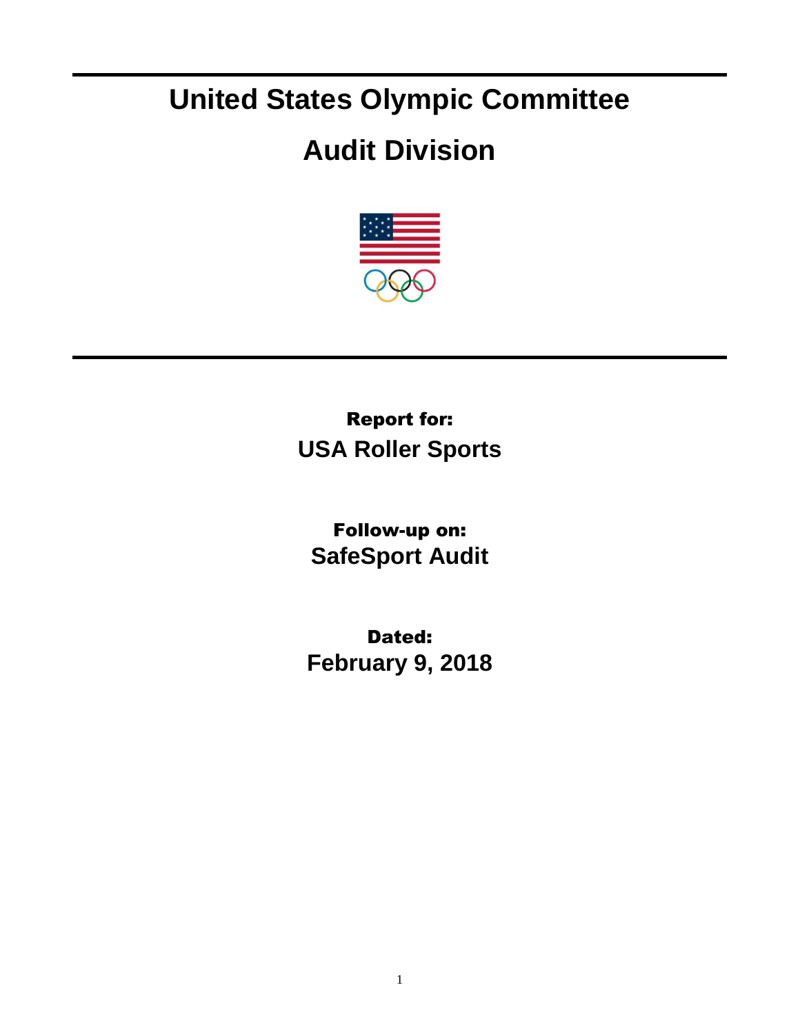# United States Olympic Committee

# Audit Division

**Report for:**

**USA Roller Sports**

**Follow-up on:**

**SafeSport Audit**

**Dated:**

**February 9, 2018**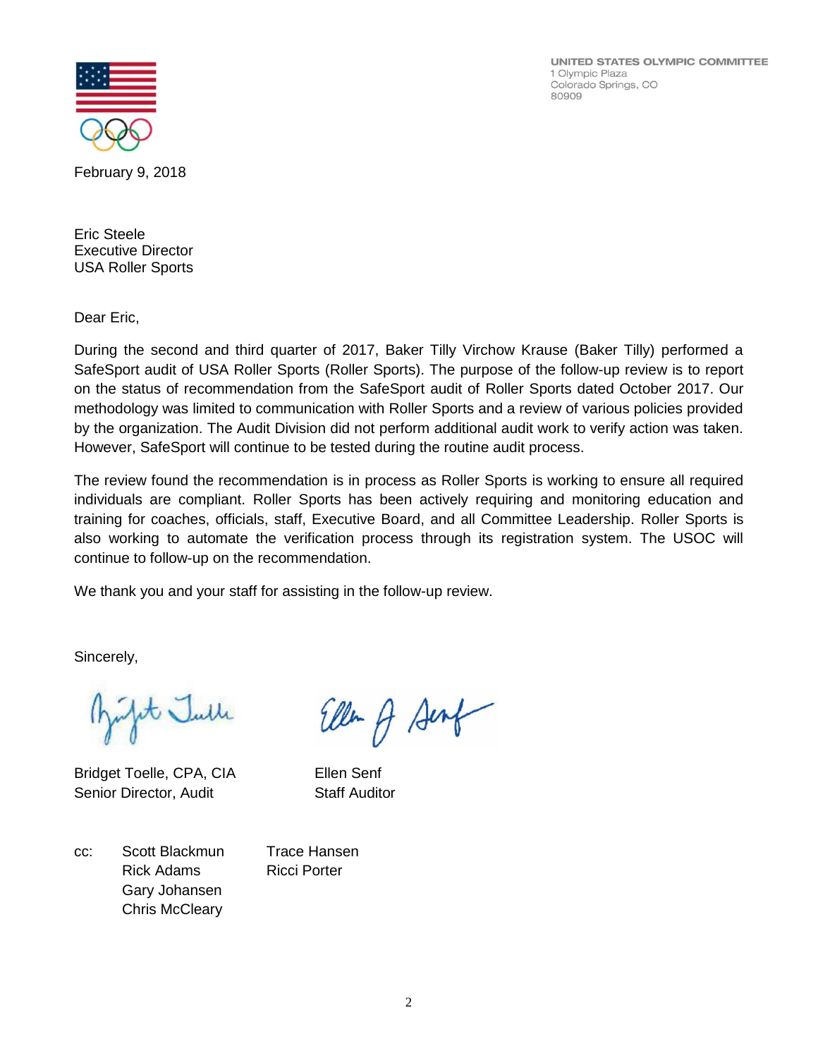UNITED STATES OLYMPIC COMMITTEE
1 Olympic Plaza
Colorado Springs, CO
80909

February 9, 2018

Eric Steele
Executive Director
USA Roller Sports

Dear Eric,

During the second and third quarter of 2017, Baker Tilly Virchow Krause (Baker Tilly) performed a SafeSport audit of USA Roller Sports (Roller Sports). The purpose of the follow-up review is to report on the status of recommendation from the SafeSport audit of Roller Sports dated October 2017. Our methodology was limited to communication with Roller Sports and a review of various policies provided by the organization. The Audit Division did not perform additional audit work to verify action was taken. However, SafeSport will continue to be tested during the routine audit process.

The review found the recommendation is in process as Roller Sports is working to ensure all required individuals are compliant. Roller Sports has been actively requiring and monitoring education and training for coaches, officials, staff, Executive Board, and all Committee Leadership. Roller Sports is also working to automate the verification process through its registration system. The USOC will continue to follow-up on the recommendation.

We thank you and your staff for assisting in the follow-up review.

Sincerely,

Bridget Toelle, CPA, CIA
Senior Director, Audit

Ellen Senf
Staff Auditor

cc: Scott Blackmun
Rick Adams
Gary Johansen
Chris McCleary
Trace Hansen
Ricci Porter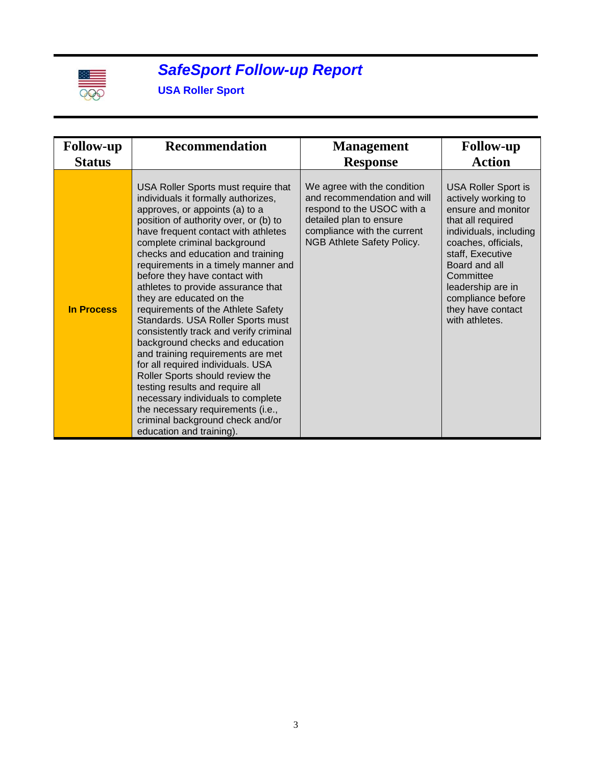# *SafeSport Follow-up Report*

**USA Roller Sport**

| Follow-up Status | Recommendation | Management Response | Follow-up Action |
|---|---|---|---|
| **In Process** | USA Roller Sports must require that individuals it formally authorizes, approves, or appoints (a) to a position of authority over, or (b) to have frequent contact with athletes complete criminal background checks and education and training requirements in a timely manner and before they have contact with athletes to provide assurance that they are educated on the requirements of the Athlete Safety Standards. USA Roller Sports must consistently track and verify criminal background checks and education and training requirements are met for all required individuals. USA Roller Sports should review the testing results and require all necessary individuals to complete the necessary requirements (i.e., criminal background check and/or education and training). | We agree with the condition and recommendation and will respond to the USOC with a detailed plan to ensure compliance with the current NGB Athlete Safety Policy. | USA Roller Sport is actively working to ensure and monitor that all required individuals, including coaches, officials, staff, Executive Board and all Committee leadership are in compliance before they have contact with athletes. |